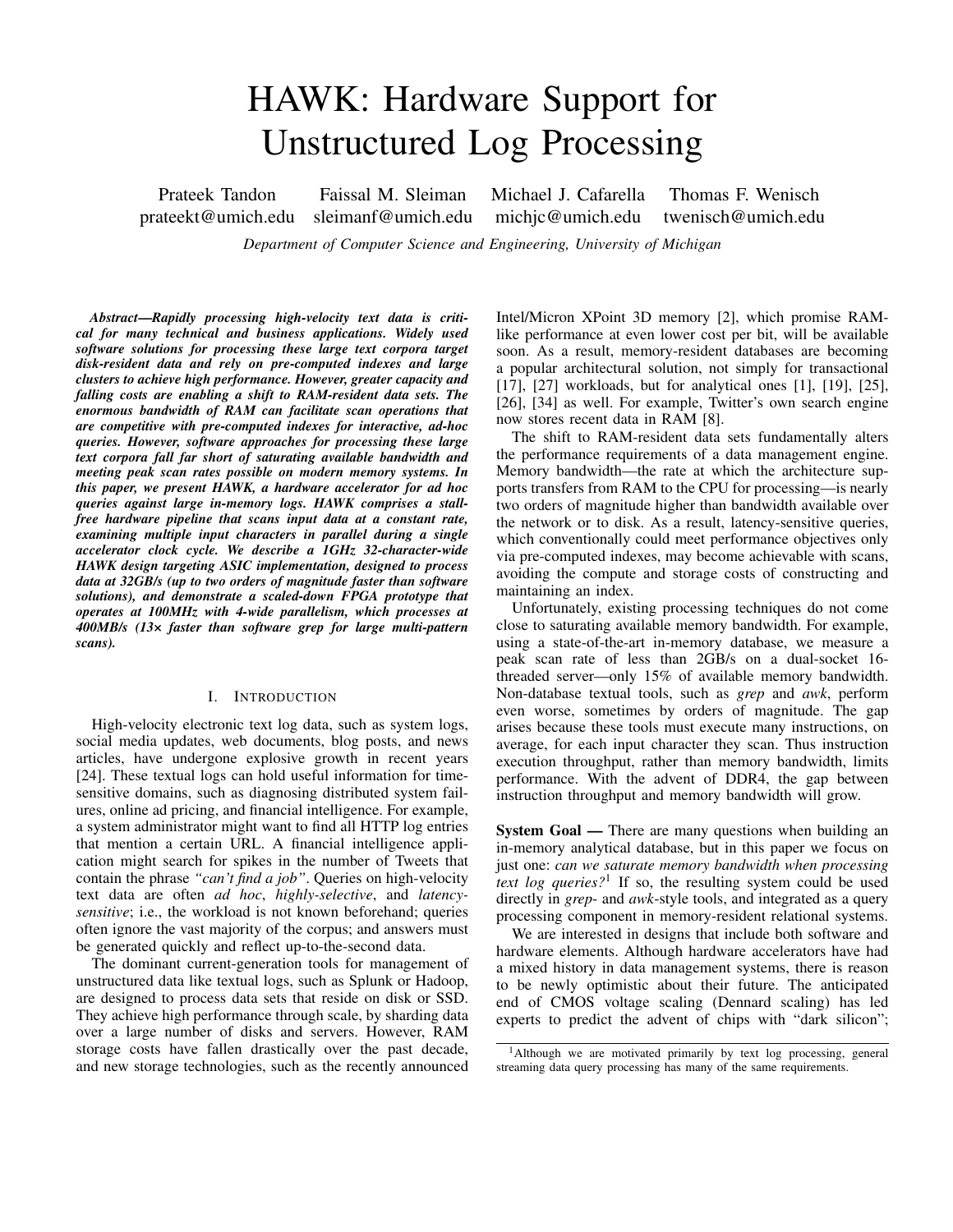# HAWK: Hardware Support for Unstructured Log Processing

Prateek Tandon prateekt@umich.edu | Faissal M. Sleiman sleimanf@umich.edu | Michael J. Cafarella michjc@umich.edu | Thomas F. Wenisch twenisch@umich.edu

*Department of Computer Science and Engineering, University of Michigan*

***Abstract*—Rapidly processing high-velocity text data is critical for many technical and business applications. Widely used software solutions for processing these large text corpora target disk-resident data and rely on pre-computed indexes and large clusters to achieve high performance. However, greater capacity and falling costs are enabling a shift to RAM-resident data sets. The enormous bandwidth of RAM can facilitate scan operations that are competitive with pre-computed indexes for interactive, ad-hoc queries. However, software approaches for processing these large text corpora fall far short of saturating available bandwidth and meeting peak scan rates possible on modern memory systems. In this paper, we present HAWK, a hardware accelerator for ad hoc queries against large in-memory logs. HAWK comprises a stall-free hardware pipeline that scans input data at a constant rate, examining multiple input characters in parallel during a single accelerator clock cycle. We describe a 1GHz 32-character-wide HAWK design targeting ASIC implementation, designed to process data at 32GB/s (up to two orders of magnitude faster than software solutions), and demonstrate a scaled-down FPGA prototype that operates at 100MHz with 4-wide parallelism, which processes at 400MB/s (13× faster than software grep for large multi-pattern scans).**

## I. Introduction

High-velocity electronic text log data, such as system logs, social media updates, web documents, blog posts, and news articles, have undergone explosive growth in recent years [24]. These textual logs can hold useful information for time-sensitive domains, such as diagnosing distributed system failures, online ad pricing, and financial intelligence. For example, a system administrator might want to find all HTTP log entries that mention a certain URL. A financial intelligence application might search for spikes in the number of Tweets that contain the phrase *"can't find a job"*. Queries on high-velocity text data are often *ad hoc*, *highly-selective*, and *latency-sensitive*; i.e., the workload is not known beforehand; queries often ignore the vast majority of the corpus; and answers must be generated quickly and reflect up-to-the-second data.

The dominant current-generation tools for management of unstructured data like textual logs, such as Splunk or Hadoop, are designed to process data sets that reside on disk or SSD. They achieve high performance through scale, by sharding data over a large number of disks and servers. However, RAM storage costs have fallen drastically over the past decade, and new storage technologies, such as the recently announced Intel/Micron XPoint 3D memory [2], which promise RAM-like performance at even lower cost per bit, will be available soon. As a result, memory-resident databases are becoming a popular architectural solution, not simply for transactional [17], [27] workloads, but for analytical ones [1], [19], [25], [26], [34] as well. For example, Twitter's own search engine now stores recent data in RAM [8].

The shift to RAM-resident data sets fundamentally alters the performance requirements of a data management engine. Memory bandwidth—the rate at which the architecture supports transfers from RAM to the CPU for processing—is nearly two orders of magnitude higher than bandwidth available over the network or to disk. As a result, latency-sensitive queries, which conventionally could meet performance objectives only via pre-computed indexes, may become achievable with scans, avoiding the compute and storage costs of constructing and maintaining an index.

Unfortunately, existing processing techniques do not come close to saturating available memory bandwidth. For example, using a state-of-the-art in-memory database, we measure a peak scan rate of less than 2GB/s on a dual-socket 16-threaded server—only 15% of available memory bandwidth. Non-database textual tools, such as *grep* and *awk*, perform even worse, sometimes by orders of magnitude. The gap arises because these tools must execute many instructions, on average, for each input character they scan. Thus instruction execution throughput, rather than memory bandwidth, limits performance. With the advent of DDR4, the gap between instruction throughput and memory bandwidth will grow.

**System Goal —** There are many questions when building an in-memory analytical database, but in this paper we focus on just one: *can we saturate memory bandwidth when processing text log queries?*[1] If so, the resulting system could be used directly in *grep*- and *awk*-style tools, and integrated as a query processing component in memory-resident relational systems.

We are interested in designs that include both software and hardware elements. Although hardware accelerators have had a mixed history in data management systems, there is reason to be newly optimistic about their future. The anticipated end of CMOS voltage scaling (Dennard scaling) has led experts to predict the advent of chips with "dark silicon";

[1] Although we are motivated primarily by text log processing, general streaming data query processing has many of the same requirements.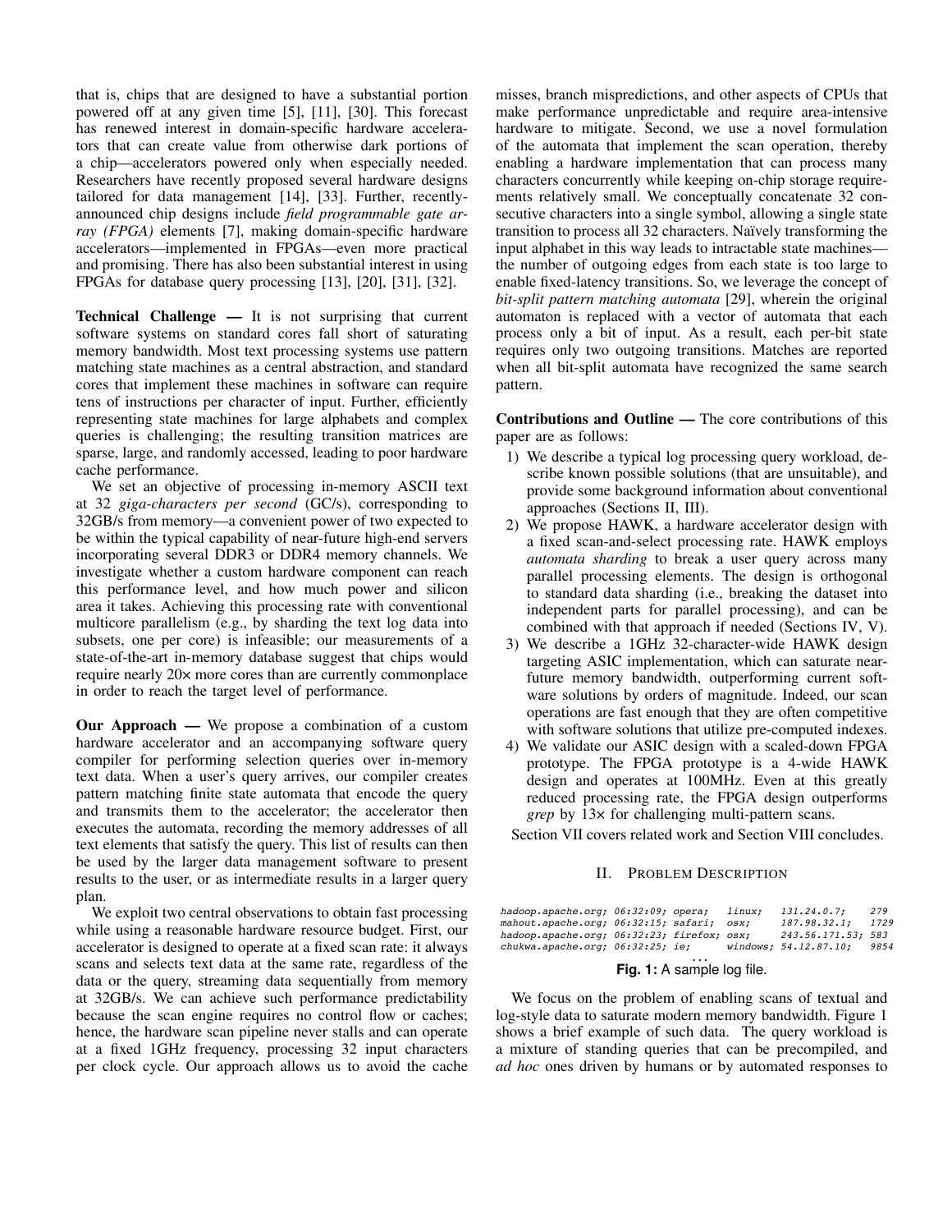that is, chips that are designed to have a substantial portion powered off at any given time [5], [11], [30]. This forecast has renewed interest in domain-specific hardware accelerators that can create value from otherwise dark portions of a chip—accelerators powered only when especially needed. Researchers have recently proposed several hardware designs tailored for data management [14], [33]. Further, recently-announced chip designs include *field programmable gate array (FPGA)* elements [7], making domain-specific hardware accelerators—implemented in FPGAs—even more practical and promising. There has also been substantial interest in using FPGAs for database query processing [13], [20], [31], [32].

**Technical Challenge —** It is not surprising that current software systems on standard cores fall short of saturating memory bandwidth. Most text processing systems use pattern matching state machines as a central abstraction, and standard cores that implement these machines in software can require tens of instructions per character of input. Further, efficiently representing state machines for large alphabets and complex queries is challenging; the resulting transition matrices are sparse, large, and randomly accessed, leading to poor hardware cache performance.

We set an objective of processing in-memory ASCII text at 32 *giga-characters per second* (GC/s), corresponding to 32GB/s from memory—a convenient power of two expected to be within the typical capability of near-future high-end servers incorporating several DDR3 or DDR4 memory channels. We investigate whether a custom hardware component can reach this performance level, and how much power and silicon area it takes. Achieving this processing rate with conventional multicore parallelism (e.g., by sharding the text log data into subsets, one per core) is infeasible; our measurements of a state-of-the-art in-memory database suggest that chips would require nearly 20× more cores than are currently commonplace in order to reach the target level of performance.

**Our Approach —** We propose a combination of a custom hardware accelerator and an accompanying software query compiler for performing selection queries over in-memory text data. When a user's query arrives, our compiler creates pattern matching finite state automata that encode the query and transmits them to the accelerator; the accelerator then executes the automata, recording the memory addresses of all text elements that satisfy the query. This list of results can then be used by the larger data management software to present results to the user, or as intermediate results in a larger query plan.

We exploit two central observations to obtain fast processing while using a reasonable hardware resource budget. First, our accelerator is designed to operate at a fixed scan rate: it always scans and selects text data at the same rate, regardless of the data or the query, streaming data sequentially from memory at 32GB/s. We can achieve such performance predictability because the scan engine requires no control flow or caches; hence, the hardware scan pipeline never stalls and can operate at a fixed 1GHz frequency, processing 32 input characters per clock cycle. Our approach allows us to avoid the cache misses, branch mispredictions, and other aspects of CPUs that make performance unpredictable and require area-intensive hardware to mitigate. Second, we use a novel formulation of the automata that implement the scan operation, thereby enabling a hardware implementation that can process many characters concurrently while keeping on-chip storage requirements relatively small. We conceptually concatenate 32 consecutive characters into a single symbol, allowing a single state transition to process all 32 characters. Naïvely transforming the input alphabet in this way leads to intractable state machines—the number of outgoing edges from each state is too large to enable fixed-latency transitions. So, we leverage the concept of *bit-split pattern matching automata* [29], wherein the original automaton is replaced with a vector of automata that each process only a bit of input. As a result, each per-bit state requires only two outgoing transitions. Matches are reported when all bit-split automata have recognized the same search pattern.

**Contributions and Outline —** The core contributions of this paper are as follows:

1) We describe a typical log processing query workload, describe known possible solutions (that are unsuitable), and provide some background information about conventional approaches (Sections II, III).
2) We propose HAWK, a hardware accelerator design with a fixed scan-and-select processing rate. HAWK employs *automata sharding* to break a user query across many parallel processing elements. The design is orthogonal to standard data sharding (i.e., breaking the dataset into independent parts for parallel processing), and can be combined with that approach if needed (Sections IV, V).
3) We describe a 1GHz 32-character-wide HAWK design targeting ASIC implementation, which can saturate near-future memory bandwidth, outperforming current software solutions by orders of magnitude. Indeed, our scan operations are fast enough that they are often competitive with software solutions that utilize pre-computed indexes.
4) We validate our ASIC design with a scaled-down FPGA prototype. The FPGA prototype is a 4-wide HAWK design and operates at 100MHz. Even at this greatly reduced processing rate, the FPGA design outperforms *grep* by 13× for challenging multi-pattern scans.

Section VII covers related work and Section VIII concludes.

## II. Problem Description

```
hadoop.apache.org; 06:32:09; opera;   linux;   131.24.0.7;    279
mahout.apache.org; 06:32:15; safari;  osx;     187.98.32.1;   1729
hadoop.apache.org; 06:32:23; firefox; osx;     243.56.171.53; 583
chukwa.apache.org; 06:32:25; ie;      windows; 54.12.87.10;   9854
...
```

**Fig. 1:** A sample log file.

We focus on the problem of enabling scans of textual and log-style data to saturate modern memory bandwidth. Figure 1 shows a brief example of such data. The query workload is a mixture of standing queries that can be precompiled, and *ad hoc* ones driven by humans or by automated responses to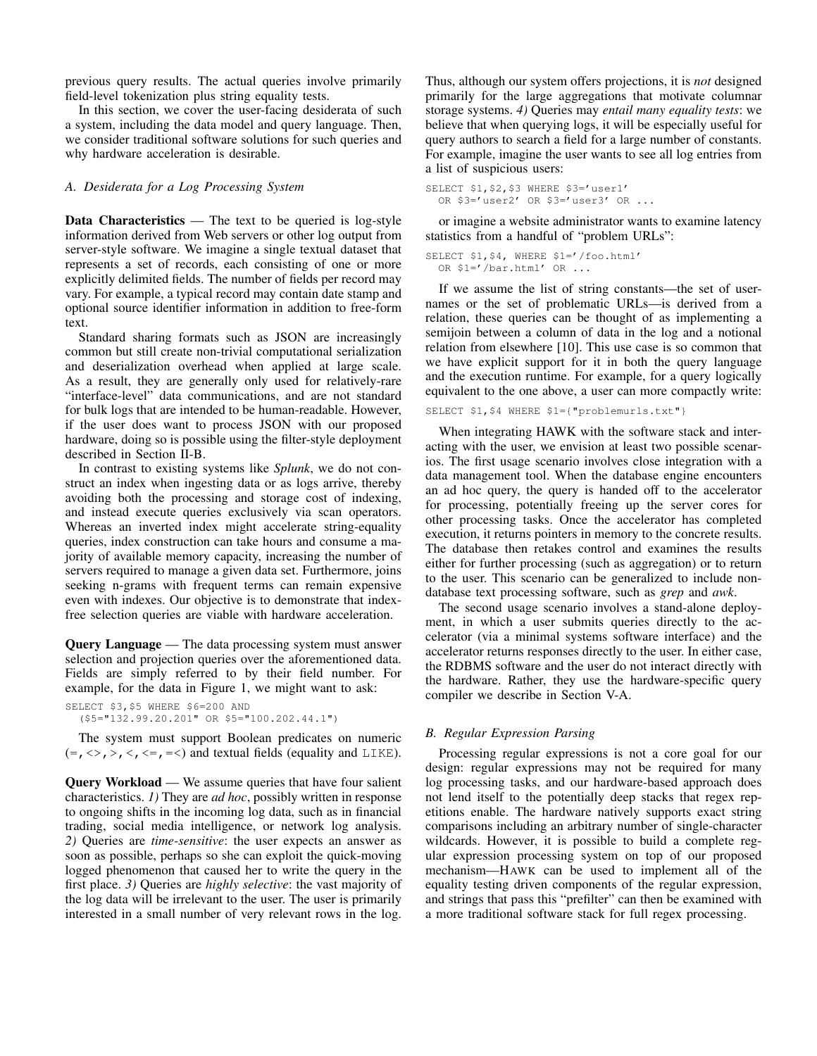previous query results. The actual queries involve primarily field-level tokenization plus string equality tests.

In this section, we cover the user-facing desiderata of such a system, including the data model and query language. Then, we consider traditional software solutions for such queries and why hardware acceleration is desirable.

### *A. Desiderata for a Log Processing System*

**Data Characteristics** — The text to be queried is log-style information derived from Web servers or other log output from server-style software. We imagine a single textual dataset that represents a set of records, each consisting of one or more explicitly delimited fields. The number of fields per record may vary. For example, a typical record may contain date stamp and optional source identifier information in addition to free-form text.

Standard sharing formats such as JSON are increasingly common but still create non-trivial computational serialization and deserialization overhead when applied at large scale. As a result, they are generally only used for relatively-rare "interface-level" data communications, and are not standard for bulk logs that are intended to be human-readable. However, if the user does want to process JSON with our proposed hardware, doing so is possible using the filter-style deployment described in Section II-B.

In contrast to existing systems like *Splunk*, we do not construct an index when ingesting data or as logs arrive, thereby avoiding both the processing and storage cost of indexing, and instead execute queries exclusively via scan operators. Whereas an inverted index might accelerate string-equality queries, index construction can take hours and consume a majority of available memory capacity, increasing the number of servers required to manage a given data set. Furthermore, joins seeking n-grams with frequent terms can remain expensive even with indexes. Our objective is to demonstrate that index-free selection queries are viable with hardware acceleration.

**Query Language** — The data processing system must answer selection and projection queries over the aforementioned data. Fields are simply referred to by their field number. For example, for the data in Figure 1, we might want to ask:

```
SELECT $3,$5 WHERE $6=200 AND
  ($5="132.99.20.201" OR $5="100.202.44.1")
```

The system must support Boolean predicates on numeric (=, <>, >, <, <=, =<) and textual fields (equality and LIKE).

**Query Workload** — We assume queries that have four salient characteristics. *1)* They are *ad hoc*, possibly written in response to ongoing shifts in the incoming log data, such as in financial trading, social media intelligence, or network log analysis. *2)* Queries are *time-sensitive*: the user expects an answer as soon as possible, perhaps so she can exploit the quick-moving logged phenomenon that caused her to write the query in the first place. *3)* Queries are *highly selective*: the vast majority of the log data will be irrelevant to the user. The user is primarily interested in a small number of very relevant rows in the log. Thus, although our system offers projections, it is *not* designed primarily for the large aggregations that motivate columnar storage systems. *4)* Queries may *entail many equality tests*: we believe that when querying logs, it will be especially useful for query authors to search a field for a large number of constants. For example, imagine the user wants to see all log entries from a list of suspicious users:

```
SELECT $1,$2,$3 WHERE $3='user1'
  OR $3='user2' OR $3='user3' OR ...
```

or imagine a website administrator wants to examine latency statistics from a handful of "problem URLs":

```
SELECT $1,$4, WHERE $1='/foo.html'
  OR $1='/bar.html' OR ...
```

If we assume the list of string constants—the set of usernames or the set of problematic URLs—is derived from a relation, these queries can be thought of as implementing a semijoin between a column of data in the log and a notional relation from elsewhere [10]. This use case is so common that we have explicit support for it in both the query language and the execution runtime. For example, for a query logically equivalent to the one above, a user can more compactly write:

```
SELECT $1,$4 WHERE $1={"problemurls.txt"}
```

When integrating HAWK with the software stack and interacting with the user, we envision at least two possible scenarios. The first usage scenario involves close integration with a data management tool. When the database engine encounters an ad hoc query, the query is handed off to the accelerator for processing, potentially freeing up the server cores for other processing tasks. Once the accelerator has completed execution, it returns pointers in memory to the concrete results. The database then retakes control and examines the results either for further processing (such as aggregation) or to return to the user. This scenario can be generalized to include non-database text processing software, such as *grep* and *awk*.

The second usage scenario involves a stand-alone deployment, in which a user submits queries directly to the accelerator (via a minimal systems software interface) and the accelerator returns responses directly to the user. In either case, the RDBMS software and the user do not interact directly with the hardware. Rather, they use the hardware-specific query compiler we describe in Section V-A.

### *B. Regular Expression Parsing*

Processing regular expressions is not a core goal for our design: regular expressions may not be required for many log processing tasks, and our hardware-based approach does not lend itself to the potentially deep stacks that regex repetitions enable. The hardware natively supports exact string comparisons including an arbitrary number of single-character wildcards. However, it is possible to build a complete regular expression processing system on top of our proposed mechanism—HAWK can be used to implement all of the equality testing driven components of the regular expression, and strings that pass this "prefilter" can then be examined with a more traditional software stack for full regex processing.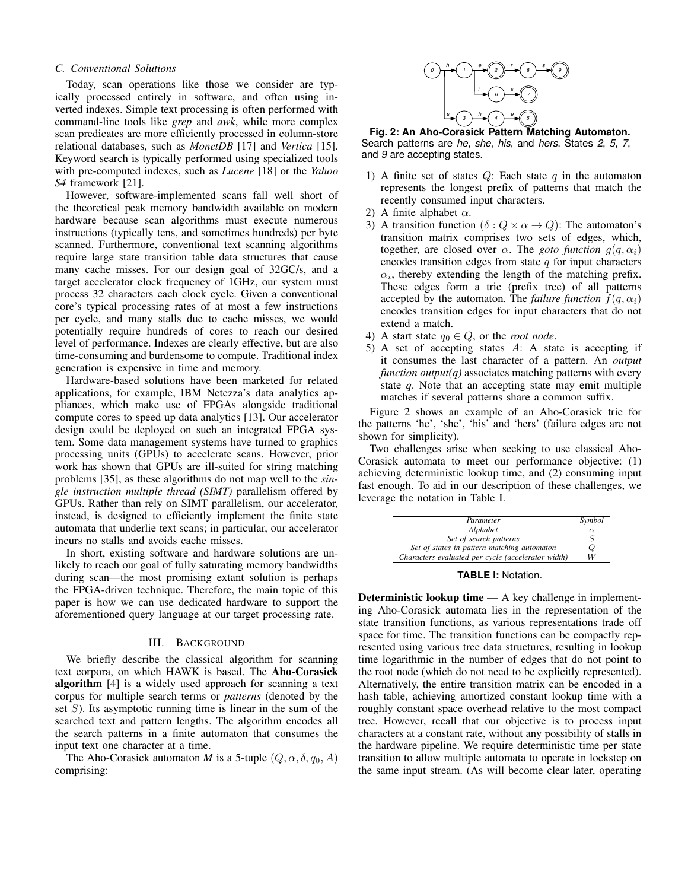### C. Conventional Solutions

Today, scan operations like those we consider are typically processed entirely in software, and often using inverted indexes. Simple text processing is often performed with command-line tools like *grep* and *awk*, while more complex scan predicates are more efficiently processed in column-store relational databases, such as *MonetDB* [17] and *Vertica* [15]. Keyword search is typically performed using specialized tools with pre-computed indexes, such as *Lucene* [18] or the *Yahoo S4* framework [21].

However, software-implemented scans fall well short of the theoretical peak memory bandwidth available on modern hardware because scan algorithms must execute numerous instructions (typically tens, and sometimes hundreds) per byte scanned. Furthermore, conventional text scanning algorithms require large state transition table data structures that cause many cache misses. For our design goal of 32GC/s, and a target accelerator clock frequency of 1GHz, our system must process 32 characters each clock cycle. Given a conventional core's typical processing rates of at most a few instructions per cycle, and many stalls due to cache misses, we would potentially require hundreds of cores to reach our desired level of performance. Indexes are clearly effective, but are also time-consuming and burdensome to compute. Traditional index generation is expensive in time and memory.

Hardware-based solutions have been marketed for related applications, for example, IBM Netezza's data analytics appliances, which make use of FPGAs alongside traditional compute cores to speed up data analytics [13]. Our accelerator design could be deployed on such an integrated FPGA system. Some data management systems have turned to graphics processing units (GPUs) to accelerate scans. However, prior work has shown that GPUs are ill-suited for string matching problems [35], as these algorithms do not map well to the *single instruction multiple thread (SIMT)* parallelism offered by GPUs. Rather than rely on SIMT parallelism, our accelerator, instead, is designed to efficiently implement the finite state automata that underlie text scans; in particular, our accelerator incurs no stalls and avoids cache misses.

In short, existing software and hardware solutions are unlikely to reach our goal of fully saturating memory bandwidths during scan—the most promising extant solution is perhaps the FPGA-driven technique. Therefore, the main topic of this paper is how we can use dedicated hardware to support the aforementioned query language at our target processing rate.

## III. Background

We briefly describe the classical algorithm for scanning text corpora, on which HAWK is based. The **Aho-Corasick algorithm** [4] is a widely used approach for scanning a text corpus for multiple search terms or *patterns* (denoted by the set $S$). Its asymptotic running time is linear in the sum of the searched text and pattern lengths. The algorithm encodes all the search patterns in a finite automaton that consumes the input text one character at a time.

The Aho-Corasick automaton *M* is a 5-tuple $(Q, \alpha, \delta, q_0, A)$ comprising:

**Fig. 2: An Aho-Corasick Pattern Matching Automaton.** Search patterns are *he*, *she*, *his*, and *hers*. States *2*, *5*, *7*, and *9* are accepting states.

1) A finite set of states $Q$: Each state $q$ in the automaton represents the longest prefix of patterns that match the recently consumed input characters.
2) A finite alphabet $\alpha$.
3) A transition function ($\delta : Q \times \alpha \rightarrow Q$): The automaton's transition matrix comprises two sets of edges, which, together, are closed over $\alpha$. The *goto function* $g(q, \alpha_i)$ encodes transition edges from state $q$ for input characters $\alpha_i$, thereby extending the length of the matching prefix. These edges form a trie (prefix tree) of all patterns accepted by the automaton. The *failure function* $f(q, \alpha_i)$ encodes transition edges for input characters that do not extend a match.
4) A start state $q_0 \in Q$, or the *root node*.
5) A set of accepting states $A$: A state is accepting if it consumes the last character of a pattern. An *output function output(q)* associates matching patterns with every state *q*. Note that an accepting state may emit multiple matches if several patterns share a common suffix.

Figure 2 shows an example of an Aho-Corasick trie for the patterns 'he', 'she', 'his' and 'hers' (failure edges are not shown for simplicity).

Two challenges arise when seeking to use classical Aho-Corasick automata to meet our performance objective: (1) achieving deterministic lookup time, and (2) consuming input fast enough. To aid in our description of these challenges, we leverage the notation in Table I.

| *Parameter* | *Symbol* |
|---|---|
| *Alphabet* | $\alpha$ |
| *Set of search patterns* | $S$ |
| *Set of states in pattern matching automaton* | $Q$ |
| *Characters evaluated per cycle (accelerator width)* | $W$ |

**TABLE I:** Notation.

**Deterministic lookup time** — A key challenge in implementing Aho-Corasick automata lies in the representation of the state transition functions, as various representations trade off space for time. The transition functions can be compactly represented using various tree data structures, resulting in lookup time logarithmic in the number of edges that do not point to the root node (which do not need to be explicitly represented). Alternatively, the entire transition matrix can be encoded in a hash table, achieving amortized constant lookup time with a roughly constant space overhead relative to the most compact tree. However, recall that our objective is to process input characters at a constant rate, without any possibility of stalls in the hardware pipeline. We require deterministic time per state transition to allow multiple automata to operate in lockstep on the same input stream. (As will become clear later, operating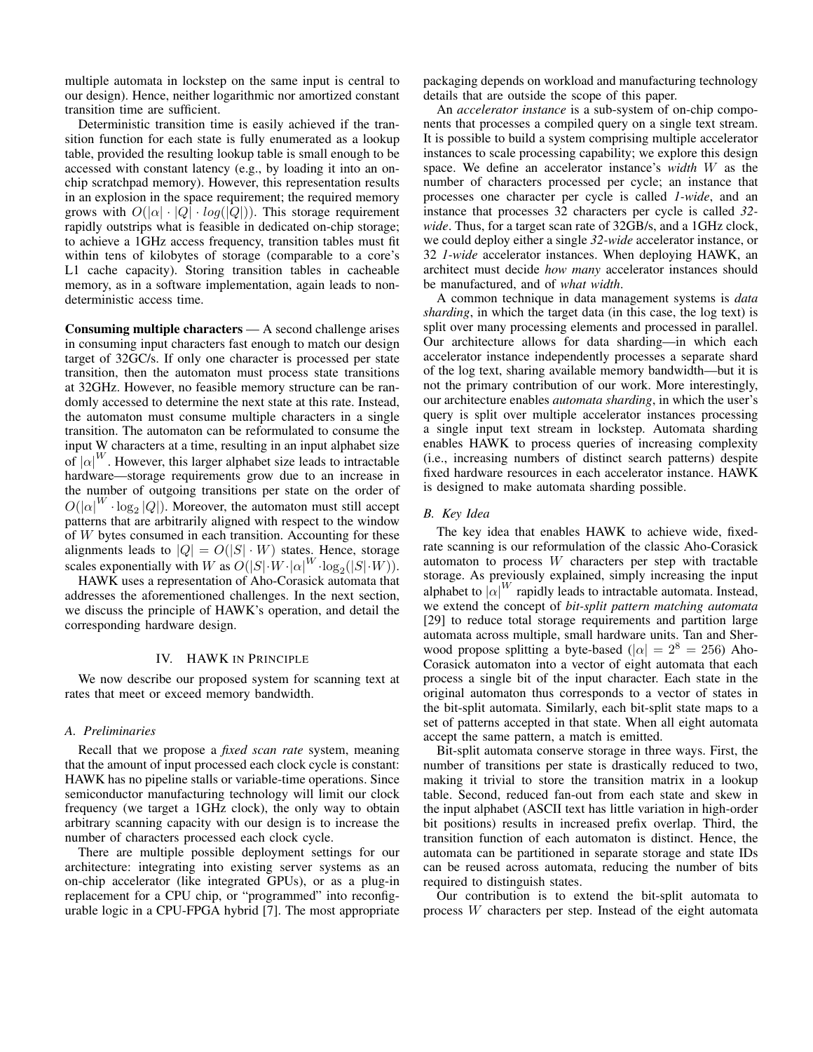multiple automata in lockstep on the same input is central to our design). Hence, neither logarithmic nor amortized constant transition time are sufficient.

Deterministic transition time is easily achieved if the transition function for each state is fully enumerated as a lookup table, provided the resulting lookup table is small enough to be accessed with constant latency (e.g., by loading it into an on-chip scratchpad memory). However, this representation results in an explosion in the space requirement; the required memory grows with $O(|\alpha| \cdot |Q| \cdot log(|Q|))$. This storage requirement rapidly outstrips what is feasible in dedicated on-chip storage; to achieve a 1GHz access frequency, transition tables must fit within tens of kilobytes of storage (comparable to a core's L1 cache capacity). Storing transition tables in cacheable memory, as in a software implementation, again leads to non-deterministic access time.

**Consuming multiple characters** — A second challenge arises in consuming input characters fast enough to match our design target of 32GC/s. If only one character is processed per state transition, then the automaton must process state transitions at 32GHz. However, no feasible memory structure can be randomly accessed to determine the next state at this rate. Instead, the automaton must consume multiple characters in a single transition. The automaton can be reformulated to consume the input W characters at a time, resulting in an input alphabet size of $|\alpha|^W$. However, this larger alphabet size leads to intractable hardware—storage requirements grow due to an increase in the number of outgoing transitions per state on the order of $O(|\alpha|^W \cdot \log_2 |Q|)$. Moreover, the automaton must still accept patterns that are arbitrarily aligned with respect to the window of $W$ bytes consumed in each transition. Accounting for these alignments leads to $|Q| = O(|S| \cdot W)$ states. Hence, storage scales exponentially with $W$ as $O(|S| \cdot W \cdot |\alpha|^W \cdot \log_2(|S| \cdot W))$.

HAWK uses a representation of Aho-Corasick automata that addresses the aforementioned challenges. In the next section, we discuss the principle of HAWK's operation, and detail the corresponding hardware design.

## IV. HAWK in Principle

We now describe our proposed system for scanning text at rates that meet or exceed memory bandwidth.

### A. Preliminaries

Recall that we propose a *fixed scan rate* system, meaning that the amount of input processed each clock cycle is constant: HAWK has no pipeline stalls or variable-time operations. Since semiconductor manufacturing technology will limit our clock frequency (we target a 1GHz clock), the only way to obtain arbitrary scanning capacity with our design is to increase the number of characters processed each clock cycle.

There are multiple possible deployment settings for our architecture: integrating into existing server systems as an on-chip accelerator (like integrated GPUs), or as a plug-in replacement for a CPU chip, or "programmed" into reconfigurable logic in a CPU-FPGA hybrid [7]. The most appropriate packaging depends on workload and manufacturing technology details that are outside the scope of this paper.

An *accelerator instance* is a sub-system of on-chip components that processes a compiled query on a single text stream. It is possible to build a system comprising multiple accelerator instances to scale processing capability; we explore this design space. We define an accelerator instance's *width* $W$ as the number of characters processed per cycle; an instance that processes one character per cycle is called *1-wide*, and an instance that processes 32 characters per cycle is called *32-wide*. Thus, for a target scan rate of 32GB/s, and a 1GHz clock, we could deploy either a single *32-wide* accelerator instance, or 32 *1-wide* accelerator instances. When deploying HAWK, an architect must decide *how many* accelerator instances should be manufactured, and of *what width*.

A common technique in data management systems is *data sharding*, in which the target data (in this case, the log text) is split over many processing elements and processed in parallel. Our architecture allows for data sharding—in which each accelerator instance independently processes a separate shard of the log text, sharing available memory bandwidth—but it is not the primary contribution of our work. More interestingly, our architecture enables *automata sharding*, in which the user's query is split over multiple accelerator instances processing a single input text stream in lockstep. Automata sharding enables HAWK to process queries of increasing complexity (i.e., increasing numbers of distinct search patterns) despite fixed hardware resources in each accelerator instance. HAWK is designed to make automata sharding possible.

### B. Key Idea

The key idea that enables HAWK to achieve wide, fixed-rate scanning is our reformulation of the classic Aho-Corasick automaton to process $W$ characters per step with tractable storage. As previously explained, simply increasing the input alphabet to $|\alpha|^W$ rapidly leads to intractable automata. Instead, we extend the concept of *bit-split pattern matching automata* [29] to reduce total storage requirements and partition large automata across multiple, small hardware units. Tan and Sherwood propose splitting a byte-based ($|\alpha| = 2^8 = 256$) Aho-Corasick automaton into a vector of eight automata that each process a single bit of the input character. Each state in the original automaton thus corresponds to a vector of states in the bit-split automata. Similarly, each bit-split state maps to a set of patterns accepted in that state. When all eight automata accept the same pattern, a match is emitted.

Bit-split automata conserve storage in three ways. First, the number of transitions per state is drastically reduced to two, making it trivial to store the transition matrix in a lookup table. Second, reduced fan-out from each state and skew in the input alphabet (ASCII text has little variation in high-order bit positions) results in increased prefix overlap. Third, the transition function of each automaton is distinct. Hence, the automata can be partitioned in separate storage and state IDs can be reused across automata, reducing the number of bits required to distinguish states.

Our contribution is to extend the bit-split automata to process $W$ characters per step. Instead of the eight automata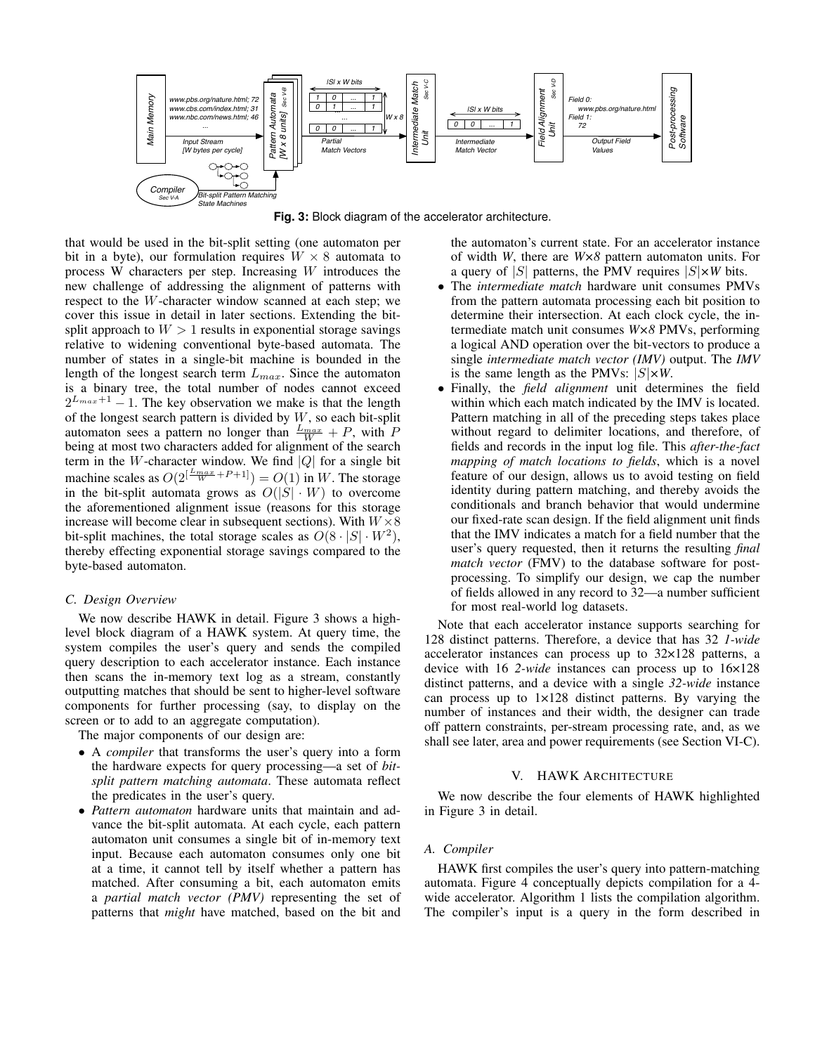**Fig. 3:** Block diagram of the accelerator architecture.

that would be used in the bit-split setting (one automaton per bit in a byte), our formulation requires $W \times 8$ automata to process W characters per step. Increasing $W$ introduces the new challenge of addressing the alignment of patterns with respect to the $W$-character window scanned at each step; we cover this issue in detail in later sections. Extending the bit-split approach to $W > 1$ results in exponential storage savings relative to widening conventional byte-based automata. The number of states in a single-bit machine is bounded in the length of the longest search term $L_{max}$. Since the automaton is a binary tree, the total number of nodes cannot exceed $2^{L_{max}+1} - 1$. The key observation we make is that the length of the longest search pattern is divided by $W$, so each bit-split automaton sees a pattern no longer than $\frac{L_{max}}{W} + P$, with $P$ being at most two characters added for alignment of the search term in the $W$-character window. We find $|Q|$ for a single bit machine scales as $O(2^{\lceil \frac{L_{max}}{W} + P + 1 \rceil}) = O(1)$ in $W$. The storage in the bit-split automata grows as $O(|S| \cdot W)$ to overcome the aforementioned alignment issue (reasons for this storage increase will become clear in subsequent sections). With $W \times 8$ bit-split machines, the total storage scales as $O(8 \cdot |S| \cdot W^2)$, thereby effecting exponential storage savings compared to the byte-based automaton.

### C. Design Overview

We now describe HAWK in detail. Figure 3 shows a high-level block diagram of a HAWK system. At query time, the system compiles the user's query and sends the compiled query description to each accelerator instance. Each instance then scans the in-memory text log as a stream, constantly outputting matches that should be sent to higher-level software components for further processing (say, to display on the screen or to add to an aggregate computation).

The major components of our design are:

- A *compiler* that transforms the user's query into a form the hardware expects for query processing—a set of *bit-split pattern matching automata*. These automata reflect the predicates in the user's query.
- *Pattern automaton* hardware units that maintain and advance the bit-split automata. At each cycle, each pattern automaton unit consumes a single bit of in-memory text input. Because each automaton consumes only one bit at a time, it cannot tell by itself whether a pattern has matched. After consuming a bit, each automaton emits a *partial match vector (PMV)* representing the set of patterns that *might* have matched, based on the bit and the automaton's current state. For an accelerator instance of width *W*, there are *W×8* pattern automaton units. For a query of $|S|$ patterns, the PMV requires $|S|$×*W* bits.
- The *intermediate match* hardware unit consumes PMVs from the pattern automata processing each bit position to determine their intersection. At each clock cycle, the intermediate match unit consumes *W×8* PMVs, performing a logical AND operation over the bit-vectors to produce a single *intermediate match vector (IMV)* output. The *IMV* is the same length as the PMVs: $|S|$×*W*.
- Finally, the *field alignment* unit determines the field within which each match indicated by the IMV is located. Pattern matching in all of the preceding steps takes place without regard to delimiter locations, and therefore, of fields and records in the input log file. This *after-the-fact mapping of match locations to fields*, which is a novel feature of our design, allows us to avoid testing on field identity during pattern matching, and thereby avoids the conditionals and branch behavior that would undermine our fixed-rate scan design. If the field alignment unit finds that the IMV indicates a match for a field number that the user's query requested, then it returns the resulting *final match vector* (FMV) to the database software for post-processing. To simplify our design, we cap the number of fields allowed in any record to 32—a number sufficient for most real-world log datasets.

Note that each accelerator instance supports searching for 128 distinct patterns. Therefore, a device that has 32 *1-wide* accelerator instances can process up to 32×128 patterns, a device with 16 *2-wide* instances can process up to 16×128 distinct patterns, and a device with a single *32-wide* instance can process up to 1×128 distinct patterns. By varying the number of instances and their width, the designer can trade off pattern constraints, per-stream processing rate, and, as we shall see later, area and power requirements (see Section VI-C).

## V. HAWK Architecture

We now describe the four elements of HAWK highlighted in Figure 3 in detail.

### A. Compiler

HAWK first compiles the user's query into pattern-matching automata. Figure 4 conceptually depicts compilation for a 4-wide accelerator. Algorithm 1 lists the compilation algorithm. The compiler's input is a query in the form described in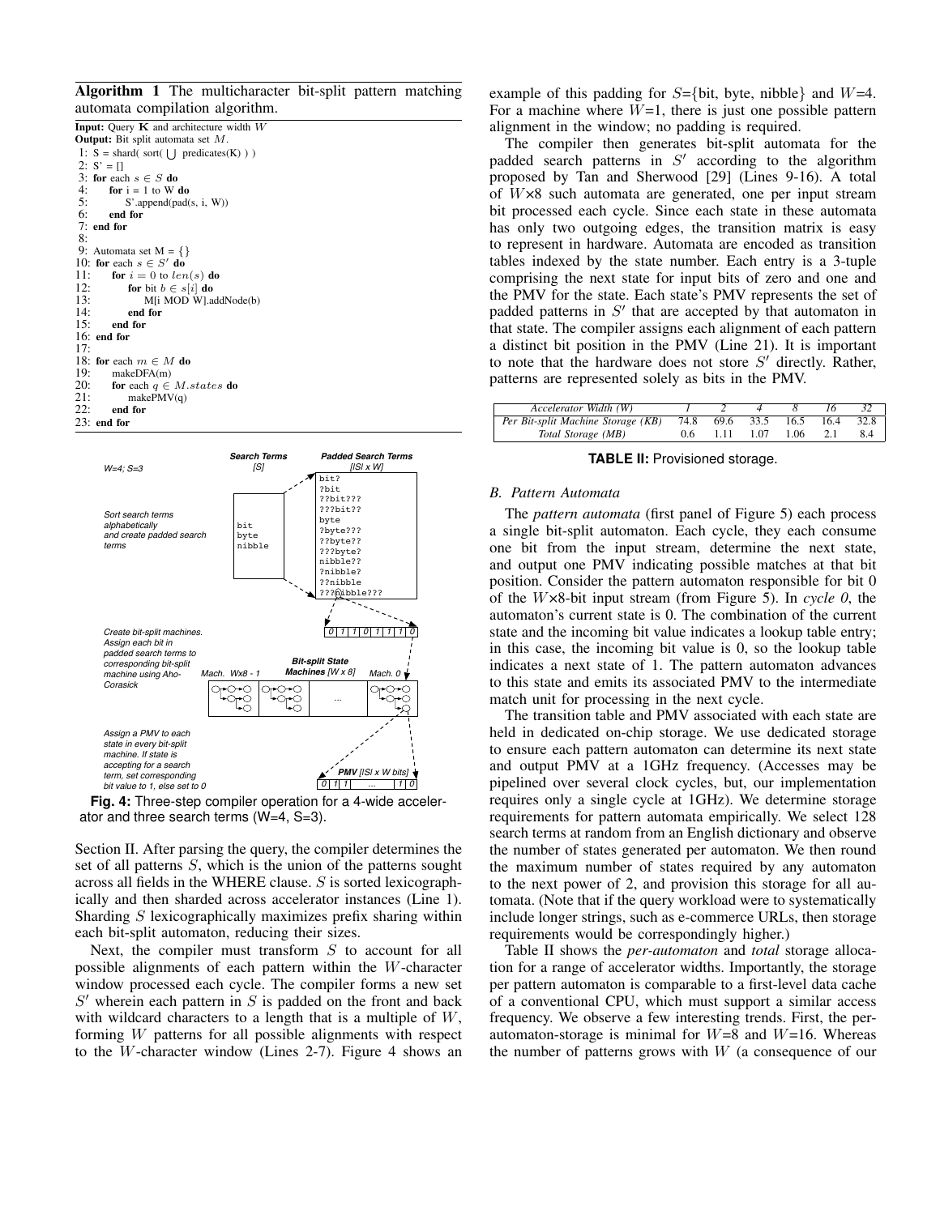**Algorithm 1** The multicharacter bit-split pattern matching automata compilation algorithm.

```
Input: Query K and architecture width W
Output: Bit split automata set M.
 1: S = shard( sort( ⋃ predicates(K) ) )
 2: S' = []
 3: for each s ∈ S do
 4:     for i = 1 to W do
 5:         S'.append(pad(s, i, W))
 6:     end for
 7: end for
 8:
 9: Automata set M = {}
10: for each s ∈ S' do
11:     for i = 0 to len(s) do
12:         for bit b ∈ s[i] do
13:             M[i MOD W].addNode(b)
14:         end for
15:     end for
16: end for
17:
18: for each m ∈ M do
19:     makeDFA(m)
20:     for each q ∈ M.states do
21:         makePMV(q)
22:     end for
23: end for
```

**Fig. 4:** Three-step compiler operation for a 4-wide accelerator and three search terms (W=4, S=3).

Section II. After parsing the query, the compiler determines the set of all patterns $S$, which is the union of the patterns sought across all fields in the WHERE clause. $S$ is sorted lexicographically and then sharded across accelerator instances (Line 1). Sharding $S$ lexicographically maximizes prefix sharing within each bit-split automaton, reducing their sizes.

Next, the compiler must transform $S$ to account for all possible alignments of each pattern within the $W$-character window processed each cycle. The compiler forms a new set $S'$ wherein each pattern in $S$ is padded on the front and back with wildcard characters to a length that is a multiple of $W$, forming $W$ patterns for all possible alignments with respect to the $W$-character window (Lines 2-7). Figure 4 shows an example of this padding for $S$={bit, byte, nibble} and $W$=4. For a machine where $W$=1, there is just one possible pattern alignment in the window; no padding is required.

The compiler then generates bit-split automata for the padded search patterns in $S'$ according to the algorithm proposed by Tan and Sherwood [29] (Lines 9-16). A total of $W$×8 such automata are generated, one per input stream bit processed each cycle. Since each state in these automata has only two outgoing edges, the transition matrix is easy to represent in hardware. Automata are encoded as transition tables indexed by the state number. Each entry is a 3-tuple comprising the next state for input bits of zero and one and the PMV for the state. Each state's PMV represents the set of padded patterns in $S'$ that are accepted by that automaton in that state. The compiler assigns each alignment of each pattern a distinct bit position in the PMV (Line 21). It is important to note that the hardware does not store $S'$ directly. Rather, patterns are represented solely as bits in the PMV.

| *Accelerator Width (W)* | *1* | *2* | *4* | *8* | *16* | *32* |
|---|---|---|---|---|---|---|
| *Per Bit-split Machine Storage (KB)* | 74.8 | 69.6 | 33.5 | 16.5 | 16.4 | 32.8 |
| *Total Storage (MB)* | 0.6 | 1.11 | 1.07 | 1.06 | 2.1 | 8.4 |

**TABLE II:** Provisioned storage.

### B. Pattern Automata

The *pattern automata* (first panel of Figure 5) each process a single bit-split automaton. Each cycle, they each consume one bit from the input stream, determine the next state, and output one PMV indicating possible matches at that bit position. Consider the pattern automaton responsible for bit 0 of the $W$×8-bit input stream (from Figure 5). In *cycle 0*, the automaton's current state is 0. The combination of the current state and the incoming bit value indicates a lookup table entry; in this case, the incoming bit value is 0, so the lookup table indicates a next state of 1. The pattern automaton advances to this state and emits its associated PMV to the intermediate match unit for processing in the next cycle.

The transition table and PMV associated with each state are held in dedicated on-chip storage. We use dedicated storage to ensure each pattern automaton can determine its next state and output PMV at a 1GHz frequency. (Accesses may be pipelined over several clock cycles, but, our implementation requires only a single cycle at 1GHz). We determine storage requirements for pattern automata empirically. We select 128 search terms at random from an English dictionary and observe the number of states generated per automaton. We then round the maximum number of states required by any automaton to the next power of 2, and provision this storage for all automata. (Note that if the query workload were to systematically include longer strings, such as e-commerce URLs, then storage requirements would be correspondingly higher.)

Table II shows the *per-automaton* and *total* storage allocation for a range of accelerator widths. Importantly, the storage per pattern automaton is comparable to a first-level data cache of a conventional CPU, which must support a similar access frequency. We observe a few interesting trends. First, the per-automaton-storage is minimal for $W$=8 and $W$=16. Whereas the number of patterns grows with $W$ (a consequence of our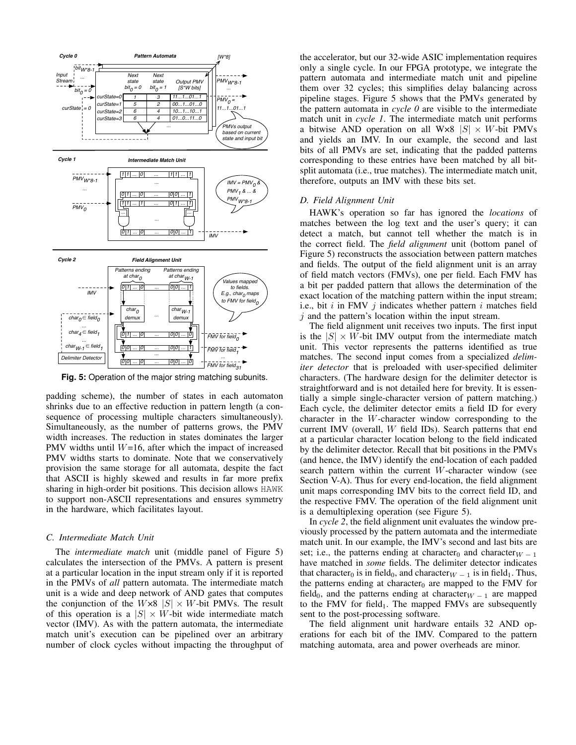Fig. 5: Operation of the major string matching subunits.

padding scheme), the number of states in each automaton shrinks due to an effective reduction in pattern length (a consequence of processing multiple characters simultaneously). Simultaneously, as the number of patterns grows, the PMV width increases. The reduction in states dominates the larger PMV widths until $W$=16, after which the impact of increased PMV widths starts to dominate. Note that we conservatively provision the same storage for all automata, despite the fact that ASCII is highly skewed and results in far more prefix sharing in high-order bit positions. This decision allows HAWK to support non-ASCII representations and ensures symmetry in the hardware, which facilitates layout.

### C. Intermediate Match Unit

The *intermediate match* unit (middle panel of Figure 5) calculates the intersection of the PMVs. A pattern is present at a particular location in the input stream only if it is reported in the PMVs of *all* pattern automata. The intermediate match unit is a wide and deep network of AND gates that computes the conjunction of the $W{\times}8$ $|S| \times W$-bit PMVs. The result of this operation is a $|S| \times W$-bit wide intermediate match vector (IMV). As with the pattern automata, the intermediate match unit's execution can be pipelined over an arbitrary number of clock cycles without impacting the throughput of the accelerator, but our 32-wide ASIC implementation requires only a single cycle. In our FPGA prototype, we integrate the pattern automata and intermediate match unit and pipeline them over 32 cycles; this simplifies delay balancing across pipeline stages. Figure 5 shows that the PMVs generated by the pattern automata in *cycle 0* are visible to the intermediate match unit in *cycle 1*. The intermediate match unit performs a bitwise AND operation on all W×8 $|S| \times W$-bit PMVs and yields an IMV. In our example, the second and last bits of all PMVs are set, indicating that the padded patterns corresponding to these entries have been matched by all bit-split automata (i.e., true matches). The intermediate match unit, therefore, outputs an IMV with these bits set.

### D. Field Alignment Unit

HAWK's operation so far has ignored the *locations* of matches between the log text and the user's query; it can detect a match, but cannot tell whether the match is in the correct field. The *field alignment* unit (bottom panel of Figure 5) reconstructs the association between pattern matches and fields. The output of the field alignment unit is an array of field match vectors (FMVs), one per field. Each FMV has a bit per padded pattern that allows the determination of the exact location of the matching pattern within the input stream; i.e., bit $i$ in FMV $j$ indicates whether pattern $i$ matches field $j$ and the pattern's location within the input stream.

The field alignment unit receives two inputs. The first input is the $|S| \times W$-bit IMV output from the intermediate match unit. This vector represents the patterns identified as true matches. The second input comes from a specialized *delimiter detector* that is preloaded with user-specified delimiter characters. (The hardware design for the delimiter detector is straightforward and is not detailed here for brevity. It is essentially a simple single-character version of pattern matching.) Each cycle, the delimiter detector emits a field ID for every character in the $W$-character window corresponding to the current IMV (overall, $W$ field IDs). Search patterns that end at a particular character location belong to the field indicated by the delimiter detector. Recall that bit positions in the PMVs (and hence, the IMV) identify the end-location of each padded search pattern within the current $W$-character window (see Section V-A). Thus for every end-location, the field alignment unit maps corresponding IMV bits to the correct field ID, and the respective FMV. The operation of the field alignment unit is a demultiplexing operation (see Figure 5).

In *cycle 2*, the field alignment unit evaluates the window previously processed by the pattern automata and the intermediate match unit. In our example, the IMV's second and last bits are set; i.e., the patterns ending at character$_0$ and character$_{W-1}$ have matched in *some* fields. The delimiter detector indicates that character$_0$ is in field$_0$, and character$_{W-1}$ is in field$_1$. Thus, the patterns ending at character$_0$ are mapped to the FMV for field$_0$, and the patterns ending at character$_{W-1}$ are mapped to the FMV for field$_1$. The mapped FMVs are subsequently sent to the post-processing software.

The field alignment unit hardware entails 32 AND operations for each bit of the IMV. Compared to the pattern matching automata, area and power overheads are minor.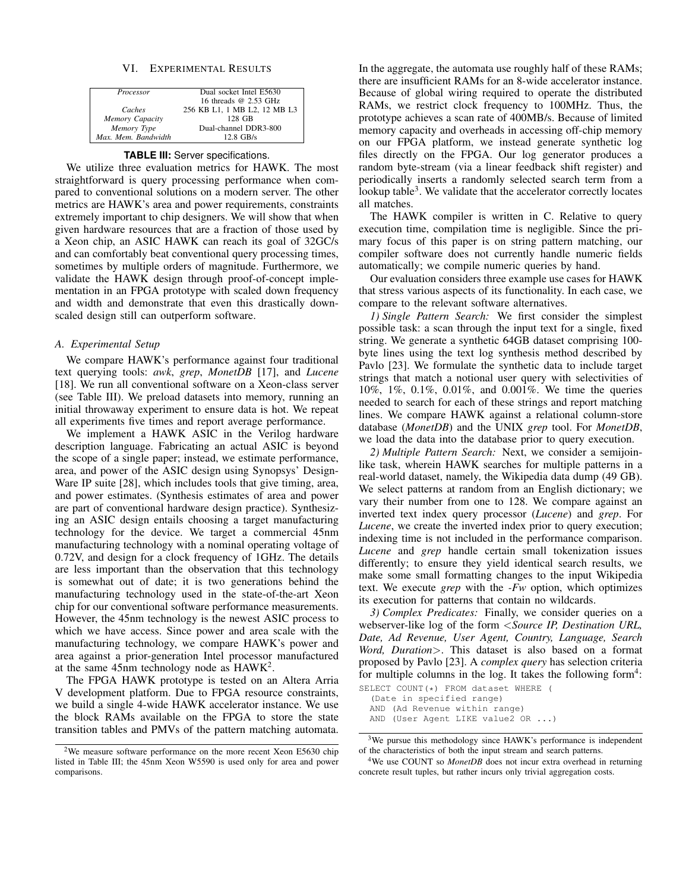## VI. Experimental Results

| *Processor* | Dual socket Intel E5630 |
|---|---|
| | 16 threads @ 2.53 GHz |
| *Caches* | 256 KB L1, 1 MB L2, 12 MB L3 |
| *Memory Capacity* | 128 GB |
| *Memory Type* | Dual-channel DDR3-800 |
| *Max. Mem. Bandwidth* | 12.8 GB/s |

**TABLE III:** Server specifications.

We utilize three evaluation metrics for HAWK. The most straightforward is query processing performance when compared to conventional solutions on a modern server. The other metrics are HAWK's area and power requirements, constraints extremely important to chip designers. We will show that when given hardware resources that are a fraction of those used by a Xeon chip, an ASIC HAWK can reach its goal of 32GC/s and can comfortably beat conventional query processing times, sometimes by multiple orders of magnitude. Furthermore, we validate the HAWK design through proof-of-concept implementation in an FPGA prototype with scaled down frequency and width and demonstrate that even this drastically downscaled design still can outperform software.

### A. Experimental Setup

We compare HAWK's performance against four traditional text querying tools: *awk*, *grep*, *MonetDB* [17], and *Lucene* [18]. We run all conventional software on a Xeon-class server (see Table III). We preload datasets into memory, running an initial throwaway experiment to ensure data is hot. We repeat all experiments five times and report average performance.

We implement a HAWK ASIC in the Verilog hardware description language. Fabricating an actual ASIC is beyond the scope of a single paper; instead, we estimate performance, area, and power of the ASIC design using Synopsys' DesignWare IP suite [28], which includes tools that give timing, area, and power estimates. (Synthesis estimates of area and power are part of conventional hardware design practice). Synthesizing an ASIC design entails choosing a target manufacturing technology for the device. We target a commercial 45nm manufacturing technology with a nominal operating voltage of 0.72V, and design for a clock frequency of 1GHz. The details are less important than the observation that this technology is somewhat out of date; it is two generations behind the manufacturing technology used in the state-of-the-art Xeon chip for our conventional software performance measurements. However, the 45nm technology is the newest ASIC process to which we have access. Since power and area scale with the manufacturing technology, we compare HAWK's power and area against a prior-generation Intel processor manufactured at the same 45nm technology node as HAWK[2].

The FPGA HAWK prototype is tested on an Altera Arria V development platform. Due to FPGA resource constraints, we build a single 4-wide HAWK accelerator instance. We use the block RAMs available on the FPGA to store the state transition tables and PMVs of the pattern matching automata. In the aggregate, the automata use roughly half of these RAMs; there are insufficient RAMs for an 8-wide accelerator instance. Because of global wiring required to operate the distributed RAMs, we restrict clock frequency to 100MHz. Thus, the prototype achieves a scan rate of 400MB/s. Because of limited memory capacity and overheads in accessing off-chip memory on our FPGA platform, we instead generate synthetic log files directly on the FPGA. Our log generator produces a random byte-stream (via a linear feedback shift register) and periodically inserts a randomly selected search term from a lookup table[3]. We validate that the accelerator correctly locates all matches.

The HAWK compiler is written in C. Relative to query execution time, compilation time is negligible. Since the primary focus of this paper is on string pattern matching, our compiler software does not currently handle numeric fields automatically; we compile numeric queries by hand.

Our evaluation considers three example use cases for HAWK that stress various aspects of its functionality. In each case, we compare to the relevant software alternatives.

*1) Single Pattern Search:* We first consider the simplest possible task: a scan through the input text for a single, fixed string. We generate a synthetic 64GB dataset comprising 100-byte lines using the text log synthesis method described by Pavlo [23]. We formulate the synthetic data to include target strings that match a notional user query with selectivities of 10%, 1%, 0.1%, 0.01%, and 0.001%. We time the queries needed to search for each of these strings and report matching lines. We compare HAWK against a relational column-store database (*MonetDB*) and the UNIX *grep* tool. For *MonetDB*, we load the data into the database prior to query execution.

*2) Multiple Pattern Search:* Next, we consider a semijoin-like task, wherein HAWK searches for multiple patterns in a real-world dataset, namely, the Wikipedia data dump (49 GB). We select patterns at random from an English dictionary; we vary their number from one to 128. We compare against an inverted text index query processor (*Lucene*) and *grep*. For *Lucene*, we create the inverted index prior to query execution; indexing time is not included in the performance comparison. *Lucene* and *grep* handle certain small tokenization issues differently; to ensure they yield identical search results, we make some small formatting changes to the input Wikipedia text. We execute *grep* with the *-Fw* option, which optimizes its execution for patterns that contain no wildcards.

*3) Complex Predicates:* Finally, we consider queries on a webserver-like log of the form <*Source IP, Destination URL, Date, Ad Revenue, User Agent, Country, Language, Search Word, Duration*>. This dataset is also based on a format proposed by Pavlo [23]. A *complex query* has selection criteria for multiple columns in the log. It takes the following form[4]:

```
SELECT COUNT(*) FROM dataset WHERE (
  (Date in specified range)
  AND (Ad Revenue within range)
  AND (User Agent LIKE value2 OR ...)
```

---

[2] We measure software performance on the more recent Xeon E5630 chip listed in Table III; the 45nm Xeon W5590 is used only for area and power comparisons.

[3] We pursue this methodology since HAWK's performance is independent of the characteristics of both the input stream and search patterns.

[4] We use COUNT so *MonetDB* does not incur extra overhead in returning concrete result tuples, but rather incurs only trivial aggregation costs.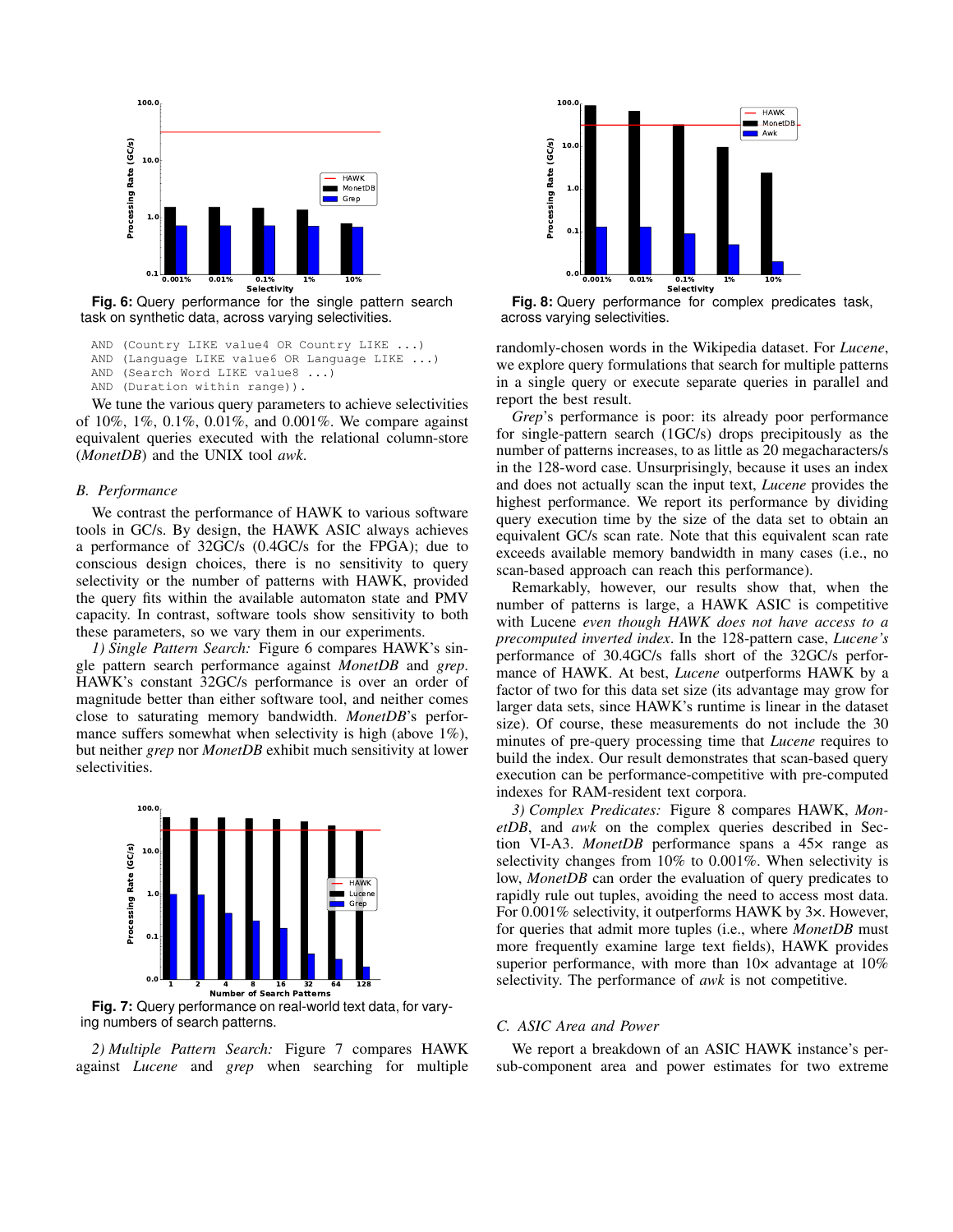Fig. 6: Query performance for the single pattern search task on synthetic data, across varying selectivities.

```
AND (Country LIKE value4 OR Country LIKE ...)
AND (Language LIKE value6 OR Language LIKE ...)
AND (Search Word LIKE value8 ...)
AND (Duration within range)).
```

We tune the various query parameters to achieve selectivities of 10%, 1%, 0.1%, 0.01%, and 0.001%. We compare against equivalent queries executed with the relational column-store (*MonetDB*) and the UNIX tool *awk*.

### *B. Performance*

We contrast the performance of HAWK to various software tools in GC/s. By design, the HAWK ASIC always achieves a performance of 32GC/s (0.4GC/s for the FPGA); due to conscious design choices, there is no sensitivity to query selectivity or the number of patterns with HAWK, provided the query fits within the available automaton state and PMV capacity. In contrast, software tools show sensitivity to both these parameters, so we vary them in our experiments.

*1) Single Pattern Search:* Figure 6 compares HAWK's single pattern search performance against *MonetDB* and *grep*. HAWK's constant 32GC/s performance is over an order of magnitude better than either software tool, and neither comes close to saturating memory bandwidth. *MonetDB*'s performance suffers somewhat when selectivity is high (above 1%), but neither *grep* nor *MonetDB* exhibit much sensitivity at lower selectivities.

Fig. 7: Query performance on real-world text data, for varying numbers of search patterns.

*2) Multiple Pattern Search:* Figure 7 compares HAWK against *Lucene* and *grep* when searching for multiple randomly-chosen words in the Wikipedia dataset. For *Lucene*, we explore query formulations that search for multiple patterns in a single query or execute separate queries in parallel and report the best result.

*Grep*'s performance is poor: its already poor performance for single-pattern search (1GC/s) drops precipitously as the number of patterns increases, to as little as 20 megacharacters/s in the 128-word case. Unsurprisingly, because it uses an index and does not actually scan the input text, *Lucene* provides the highest performance. We report its performance by dividing query execution time by the size of the data set to obtain an equivalent GC/s scan rate. Note that this equivalent scan rate exceeds available memory bandwidth in many cases (i.e., no scan-based approach can reach this performance).

Remarkably, however, our results show that, when the number of patterns is large, a HAWK ASIC is competitive with Lucene *even though HAWK does not have access to a precomputed inverted index*. In the 128-pattern case, *Lucene's* performance of 30.4GC/s falls short of the 32GC/s performance of HAWK. At best, *Lucene* outperforms HAWK by a factor of two for this data set size (its advantage may grow for larger data sets, since HAWK's runtime is linear in the dataset size). Of course, these measurements do not include the 30 minutes of pre-query processing time that *Lucene* requires to build the index. Our result demonstrates that scan-based query execution can be performance-competitive with pre-computed indexes for RAM-resident text corpora.

*3) Complex Predicates:* Figure 8 compares HAWK, *MonetDB*, and *awk* on the complex queries described in Section VI-A3. *MonetDB* performance spans a 45× range as selectivity changes from 10% to 0.001%. When selectivity is low, *MonetDB* can order the evaluation of query predicates to rapidly rule out tuples, avoiding the need to access most data. For 0.001% selectivity, it outperforms HAWK by 3×. However, for queries that admit more tuples (i.e., where *MonetDB* must more frequently examine large text fields), HAWK provides superior performance, with more than 10× advantage at 10% selectivity. The performance of *awk* is not competitive.

Fig. 8: Query performance for complex predicates task, across varying selectivities.

### *C. ASIC Area and Power*

We report a breakdown of an ASIC HAWK instance's per-sub-component area and power estimates for two extreme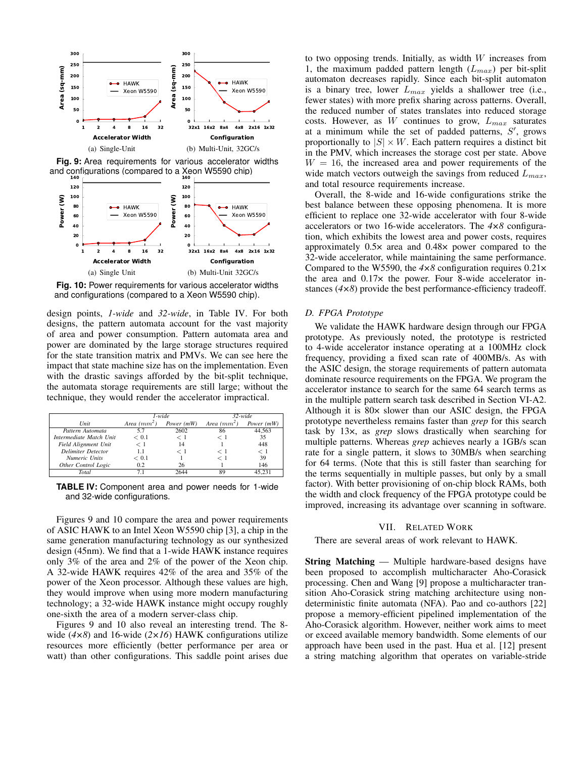Fig. 9: Area requirements for various accelerator widths and configurations (compared to a Xeon W5590 chip)

(a) Single-Unit

(b) Multi-Unit, 32GC/s

Fig. 10: Power requirements for various accelerator widths and configurations (compared to a Xeon W5590 chip).

(a) Single Unit

(b) Multi-Unit 32GC/s

design points, *1-wide* and *32-wide*, in Table IV. For both designs, the pattern automata account for the vast majority of area and power consumption. Pattern automata area and power are dominated by the large storage structures required for the state transition matrix and PMVs. We can see here the impact that state machine size has on the implementation. Even with the drastic savings afforded by the bit-split technique, the automata storage requirements are still large; without the technique, they would render the accelerator impractical.

| Unit | *1-wide* Area ($mm^2$) | *1-wide* Power (mW) | *32-wide* Area ($mm^2$) | *32-wide* Power (mW) |
|---|---|---|---|---|
| Pattern Automata | 5.7 | 2602 | 86 | 44,563 |
| Intermediate Match Unit | < 0.1 | < 1 | < 1 | 35 |
| Field Alignment Unit | < 1 | 14 | 1 | 448 |
| Delimiter Detector | 1.1 | < 1 | < 1 | < 1 |
| Numeric Units | < 0.1 | 1 | < 1 | 39 |
| Other Control Logic | 0.2 | 26 | 1 | 146 |
| Total | 7.1 | 2644 | 89 | 45,231 |

**TABLE IV:** Component area and power needs for 1-wide and 32-wide configurations.

Figures 9 and 10 compare the area and power requirements of ASIC HAWK to an Intel Xeon W5590 chip [3], a chip in the same generation manufacturing technology as our synthesized design (45nm). We find that a 1-wide HAWK instance requires only 3% of the area and 2% of the power of the Xeon chip. A 32-wide HAWK requires 42% of the area and 35% of the power of the Xeon processor. Although these values are high, they would improve when using more modern manufacturing technology; a 32-wide HAWK instance might occupy roughly one-sixth the area of a modern server-class chip.

Figures 9 and 10 also reveal an interesting trend. The 8-wide (*4×8*) and 16-wide (*2×16*) HAWK configurations utilize resources more efficiently (better performance per area or watt) than other configurations. This saddle point arises due to two opposing trends. Initially, as width $W$ increases from 1, the maximum padded pattern length ($L_{max}$) per bit-split automaton decreases rapidly. Since each bit-split automaton is a binary tree, lower $L_{max}$ yields a shallower tree (i.e., fewer states) with more prefix sharing across patterns. Overall, the reduced number of states translates into reduced storage costs. However, as $W$ continues to grow, $L_{max}$ saturates at a minimum while the set of padded patterns, $S'$, grows proportionally to $|S| \times W$. Each pattern requires a distinct bit in the PMV, which increases the storage cost per state. Above $W = 16$, the increased area and power requirements of the wide match vectors outweigh the savings from reduced $L_{max}$, and total resource requirements increase.

Overall, the 8-wide and 16-wide configurations strike the best balance between these opposing phenomena. It is more efficient to replace one 32-wide accelerator with four 8-wide accelerators or two 16-wide accelerators. The *4×8* configuration, which exhibits the lowest area and power costs, requires approximately 0.5× area and 0.48× power compared to the 32-wide accelerator, while maintaining the same performance. Compared to the W5590, the *4×8* configuration requires 0.21× the area and 0.17× the power. Four 8-wide accelerator instances (*4×8*) provide the best performance-efficiency tradeoff.

### D. FPGA Prototype

We validate the HAWK hardware design through our FPGA prototype. As previously noted, the prototype is restricted to 4-wide accelerator instance operating at a 100MHz clock frequency, providing a fixed scan rate of 400MB/s. As with the ASIC design, the storage requirements of pattern automata dominate resource requirements on the FPGA. We program the accelerator instance to search for the same 64 search terms as in the multiple pattern search task described in Section VI-A2. Although it is 80× slower than our ASIC design, the FPGA prototype nevertheless remains faster than *grep* for this search task by 13×, as *grep* slows drastically when searching for multiple patterns. Whereas *grep* achieves nearly a 1GB/s scan rate for a single pattern, it slows to 30MB/s when searching for 64 terms. (Note that this is still faster than searching for the terms sequentially in multiple passes, but only by a small factor). With better provisioning of on-chip block RAMs, both the width and clock frequency of the FPGA prototype could be improved, increasing its advantage over scanning in software.

## VII. Related Work

There are several areas of work relevant to HAWK.

**String Matching** — Multiple hardware-based designs have been proposed to accomplish multicharacter Aho-Corasick processing. Chen and Wang [9] propose a multicharacter transition Aho-Corasick string matching architecture using nondeterministic finite automata (NFA). Pao and co-authors [22] propose a memory-efficient pipelined implementation of the Aho-Corasick algorithm. However, neither work aims to meet or exceed available memory bandwidth. Some elements of our approach have been used in the past. Hua et al. [12] present a string matching algorithm that operates on variable-stride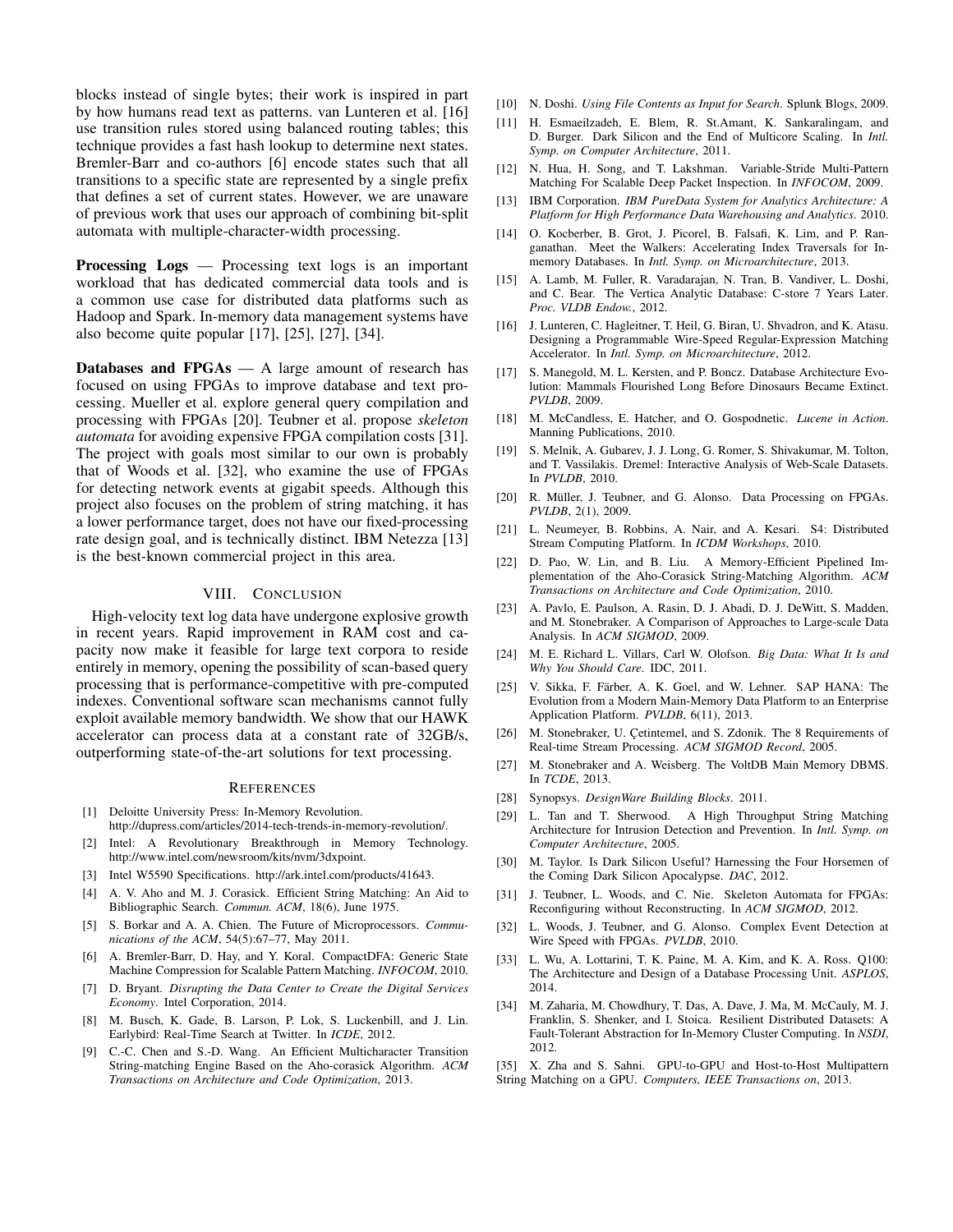blocks instead of single bytes; their work is inspired in part by how humans read text as patterns. van Lunteren et al. [16] use transition rules stored using balanced routing tables; this technique provides a fast hash lookup to determine next states. Bremler-Barr and co-authors [6] encode states such that all transitions to a specific state are represented by a single prefix that defines a set of current states. However, we are unaware of previous work that uses our approach of combining bit-split automata with multiple-character-width processing.

**Processing Logs** — Processing text logs is an important workload that has dedicated commercial data tools and is a common use case for distributed data platforms such as Hadoop and Spark. In-memory data management systems have also become quite popular [17], [25], [27], [34].

**Databases and FPGAs** — A large amount of research has focused on using FPGAs to improve database and text processing. Mueller et al. explore general query compilation and processing with FPGAs [20]. Teubner et al. propose *skeleton automata* for avoiding expensive FPGA compilation costs [31]. The project with goals most similar to our own is probably that of Woods et al. [32], who examine the use of FPGAs for detecting network events at gigabit speeds. Although this project also focuses on the problem of string matching, it has a lower performance target, does not have our fixed-processing rate design goal, and is technically distinct. IBM Netezza [13] is the best-known commercial project in this area.

## VIII. Conclusion

High-velocity text log data have undergone explosive growth in recent years. Rapid improvement in RAM cost and capacity now make it feasible for large text corpora to reside entirely in memory, opening the possibility of scan-based query processing that is performance-competitive with pre-computed indexes. Conventional software scan mechanisms cannot fully exploit available memory bandwidth. We show that our HAWK accelerator can process data at a constant rate of 32GB/s, outperforming state-of-the-art solutions for text processing.

## References

[1] Deloitte University Press: In-Memory Revolution. http://dupress.com/articles/2014-tech-trends-in-memory-revolution/.

[2] Intel: A Revolutionary Breakthrough in Memory Technology. http://www.intel.com/newsroom/kits/nvm/3dxpoint.

[3] Intel W5590 Specifications. http://ark.intel.com/products/41643.

[4] A. V. Aho and M. J. Corasick. Efficient String Matching: An Aid to Bibliographic Search. *Commun. ACM*, 18(6), June 1975.

[5] S. Borkar and A. A. Chien. The Future of Microprocessors. *Communications of the ACM*, 54(5):67–77, May 2011.

[6] A. Bremler-Barr, D. Hay, and Y. Koral. CompactDFA: Generic State Machine Compression for Scalable Pattern Matching. *INFOCOM*, 2010.

[7] D. Bryant. *Disrupting the Data Center to Create the Digital Services Economy*. Intel Corporation, 2014.

[8] M. Busch, K. Gade, B. Larson, P. Lok, S. Luckenbill, and J. Lin. Earlybird: Real-Time Search at Twitter. In *ICDE*, 2012.

[9] C.-C. Chen and S.-D. Wang. An Efficient Multicharacter Transition String-matching Engine Based on the Aho-corasick Algorithm. *ACM Transactions on Architecture and Code Optimization*, 2013.

[10] N. Doshi. *Using File Contents as Input for Search*. Splunk Blogs, 2009.

[11] H. Esmaeilzadeh, E. Blem, R. St.Amant, K. Sankaralingam, and D. Burger. Dark Silicon and the End of Multicore Scaling. In *Intl. Symp. on Computer Architecture*, 2011.

[12] N. Hua, H. Song, and T. Lakshman. Variable-Stride Multi-Pattern Matching For Scalable Deep Packet Inspection. In *INFOCOM*, 2009.

[13] IBM Corporation. *IBM PureData System for Analytics Architecture: A Platform for High Performance Data Warehousing and Analytics*. 2010.

[14] O. Kocberber, B. Grot, J. Picorel, B. Falsafi, K. Lim, and P. Ranganathan. Meet the Walkers: Accelerating Index Traversals for In-memory Databases. In *Intl. Symp. on Microarchitecture*, 2013.

[15] A. Lamb, M. Fuller, R. Varadarajan, N. Tran, B. Vandiver, L. Doshi, and C. Bear. The Vertica Analytic Database: C-store 7 Years Later. *Proc. VLDB Endow.*, 2012.

[16] J. Lunteren, C. Hagleitner, T. Heil, G. Biran, U. Shvadron, and K. Atasu. Designing a Programmable Wire-Speed Regular-Expression Matching Accelerator. In *Intl. Symp. on Microarchitecture*, 2012.

[17] S. Manegold, M. L. Kersten, and P. Boncz. Database Architecture Evolution: Mammals Flourished Long Before Dinosaurs Became Extinct. *PVLDB*, 2009.

[18] M. McCandless, E. Hatcher, and O. Gospodnetic. *Lucene in Action*. Manning Publications, 2010.

[19] S. Melnik, A. Gubarev, J. J. Long, G. Romer, S. Shivakumar, M. Tolton, and T. Vassilakis. Dremel: Interactive Analysis of Web-Scale Datasets. In *PVLDB*, 2010.

[20] R. Müller, J. Teubner, and G. Alonso. Data Processing on FPGAs. *PVLDB*, 2(1), 2009.

[21] L. Neumeyer, B. Robbins, A. Nair, and A. Kesari. S4: Distributed Stream Computing Platform. In *ICDM Workshops*, 2010.

[22] D. Pao, W. Lin, and B. Liu. A Memory-Efficient Pipelined Implementation of the Aho-Corasick String-Matching Algorithm. *ACM Transactions on Architecture and Code Optimization*, 2010.

[23] A. Pavlo, E. Paulson, A. Rasin, D. J. Abadi, D. J. DeWitt, S. Madden, and M. Stonebraker. A Comparison of Approaches to Large-scale Data Analysis. In *ACM SIGMOD*, 2009.

[24] M. E. Richard L. Villars, Carl W. Olofson. *Big Data: What It Is and Why You Should Care*. IDC, 2011.

[25] V. Sikka, F. Färber, A. K. Goel, and W. Lehner. SAP HANA: The Evolution from a Modern Main-Memory Data Platform to an Enterprise Application Platform. *PVLDB*, 6(11), 2013.

[26] M. Stonebraker, U. Çetintemel, and S. Zdonik. The 8 Requirements of Real-time Stream Processing. *ACM SIGMOD Record*, 2005.

[27] M. Stonebraker and A. Weisberg. The VoltDB Main Memory DBMS. In *TCDE*, 2013.

[28] Synopsys. *DesignWare Building Blocks*. 2011.

[29] L. Tan and T. Sherwood. A High Throughput String Matching Architecture for Intrusion Detection and Prevention. In *Intl. Symp. on Computer Architecture*, 2005.

[30] M. Taylor. Is Dark Silicon Useful? Harnessing the Four Horsemen of the Coming Dark Silicon Apocalypse. *DAC*, 2012.

[31] J. Teubner, L. Woods, and C. Nie. Skeleton Automata for FPGAs: Reconfiguring without Reconstructing. In *ACM SIGMOD*, 2012.

[32] L. Woods, J. Teubner, and G. Alonso. Complex Event Detection at Wire Speed with FPGAs. *PVLDB*, 2010.

[33] L. Wu, A. Lottarini, T. K. Paine, M. A. Kim, and K. A. Ross. Q100: The Architecture and Design of a Database Processing Unit. *ASPLOS*, 2014.

[34] M. Zaharia, M. Chowdhury, T. Das, A. Dave, J. Ma, M. McCauly, M. J. Franklin, S. Shenker, and I. Stoica. Resilient Distributed Datasets: A Fault-Tolerant Abstraction for In-Memory Cluster Computing. In *NSDI*, 2012.

[35] X. Zha and S. Sahni. GPU-to-GPU and Host-to-Host Multipattern String Matching on a GPU. *Computers, IEEE Transactions on*, 2013.